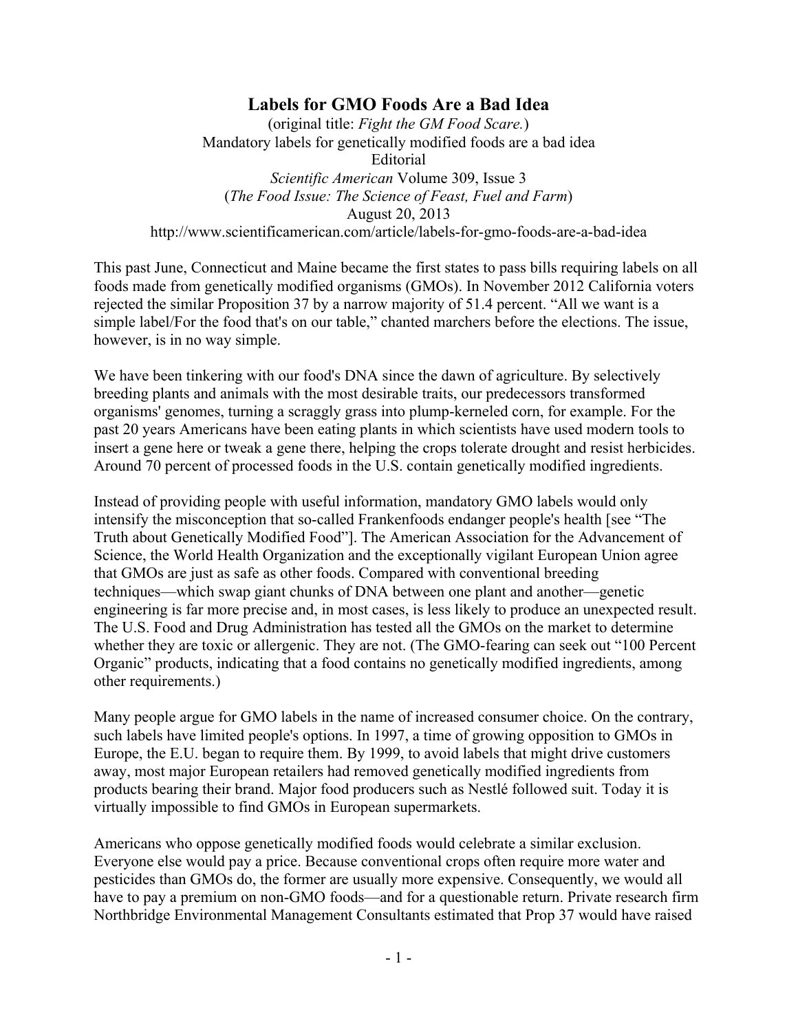# Labels for GMO Foods Are a Bad Idea

(original title: *Fight the GM Food Scare.*)
Mandatory labels for genetically modified foods are a bad idea
Editorial
*Scientific American* Volume 309, Issue 3
(*The Food Issue: The Science of Feast, Fuel and Farm*)
August 20, 2013
http://www.scientificamerican.com/article/labels-for-gmo-foods-are-a-bad-idea

This past June, Connecticut and Maine became the first states to pass bills requiring labels on all foods made from genetically modified organisms (GMOs). In November 2012 California voters rejected the similar Proposition 37 by a narrow majority of 51.4 percent. "All we want is a simple label/For the food that's on our table," chanted marchers before the elections. The issue, however, is in no way simple.

We have been tinkering with our food's DNA since the dawn of agriculture. By selectively breeding plants and animals with the most desirable traits, our predecessors transformed organisms' genomes, turning a scraggly grass into plump-kerneled corn, for example. For the past 20 years Americans have been eating plants in which scientists have used modern tools to insert a gene here or tweak a gene there, helping the crops tolerate drought and resist herbicides. Around 70 percent of processed foods in the U.S. contain genetically modified ingredients.

Instead of providing people with useful information, mandatory GMO labels would only intensify the misconception that so-called Frankenfoods endanger people's health [see "The Truth about Genetically Modified Food"]. The American Association for the Advancement of Science, the World Health Organization and the exceptionally vigilant European Union agree that GMOs are just as safe as other foods. Compared with conventional breeding techniques—which swap giant chunks of DNA between one plant and another—genetic engineering is far more precise and, in most cases, is less likely to produce an unexpected result. The U.S. Food and Drug Administration has tested all the GMOs on the market to determine whether they are toxic or allergenic. They are not. (The GMO-fearing can seek out "100 Percent Organic" products, indicating that a food contains no genetically modified ingredients, among other requirements.)

Many people argue for GMO labels in the name of increased consumer choice. On the contrary, such labels have limited people's options. In 1997, a time of growing opposition to GMOs in Europe, the E.U. began to require them. By 1999, to avoid labels that might drive customers away, most major European retailers had removed genetically modified ingredients from products bearing their brand. Major food producers such as Nestlé followed suit. Today it is virtually impossible to find GMOs in European supermarkets.

Americans who oppose genetically modified foods would celebrate a similar exclusion. Everyone else would pay a price. Because conventional crops often require more water and pesticides than GMOs do, the former are usually more expensive. Consequently, we would all have to pay a premium on non-GMO foods—and for a questionable return. Private research firm Northbridge Environmental Management Consultants estimated that Prop 37 would have raised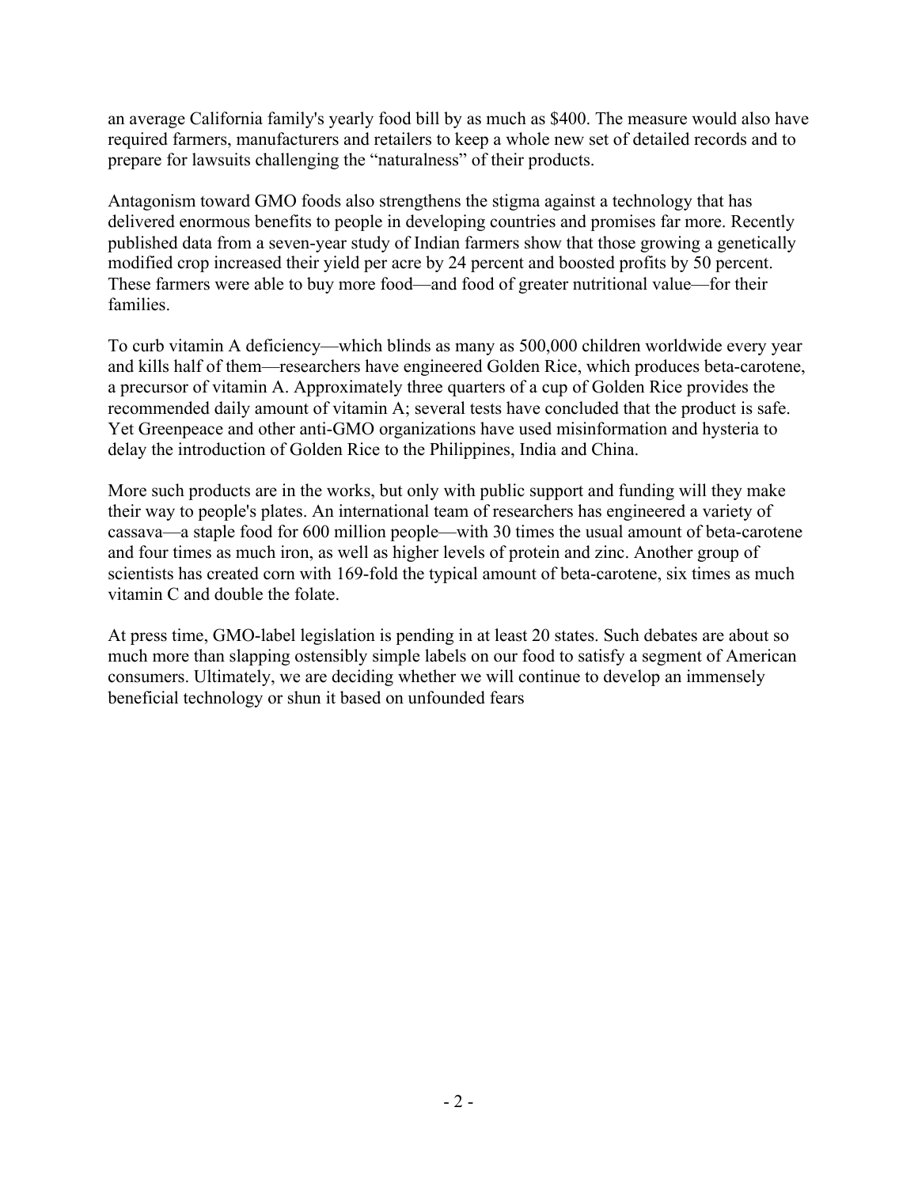an average California family's yearly food bill by as much as $400. The measure would also have required farmers, manufacturers and retailers to keep a whole new set of detailed records and to prepare for lawsuits challenging the "naturalness" of their products.

Antagonism toward GMO foods also strengthens the stigma against a technology that has delivered enormous benefits to people in developing countries and promises far more. Recently published data from a seven-year study of Indian farmers show that those growing a genetically modified crop increased their yield per acre by 24 percent and boosted profits by 50 percent. These farmers were able to buy more food—and food of greater nutritional value—for their families.

To curb vitamin A deficiency—which blinds as many as 500,000 children worldwide every year and kills half of them—researchers have engineered Golden Rice, which produces beta-carotene, a precursor of vitamin A. Approximately three quarters of a cup of Golden Rice provides the recommended daily amount of vitamin A; several tests have concluded that the product is safe. Yet Greenpeace and other anti-GMO organizations have used misinformation and hysteria to delay the introduction of Golden Rice to the Philippines, India and China.

More such products are in the works, but only with public support and funding will they make their way to people's plates. An international team of researchers has engineered a variety of cassava—a staple food for 600 million people—with 30 times the usual amount of beta-carotene and four times as much iron, as well as higher levels of protein and zinc. Another group of scientists has created corn with 169-fold the typical amount of beta-carotene, six times as much vitamin C and double the folate.

At press time, GMO-label legislation is pending in at least 20 states. Such debates are about so much more than slapping ostensibly simple labels on our food to satisfy a segment of American consumers. Ultimately, we are deciding whether we will continue to develop an immensely beneficial technology or shun it based on unfounded fears